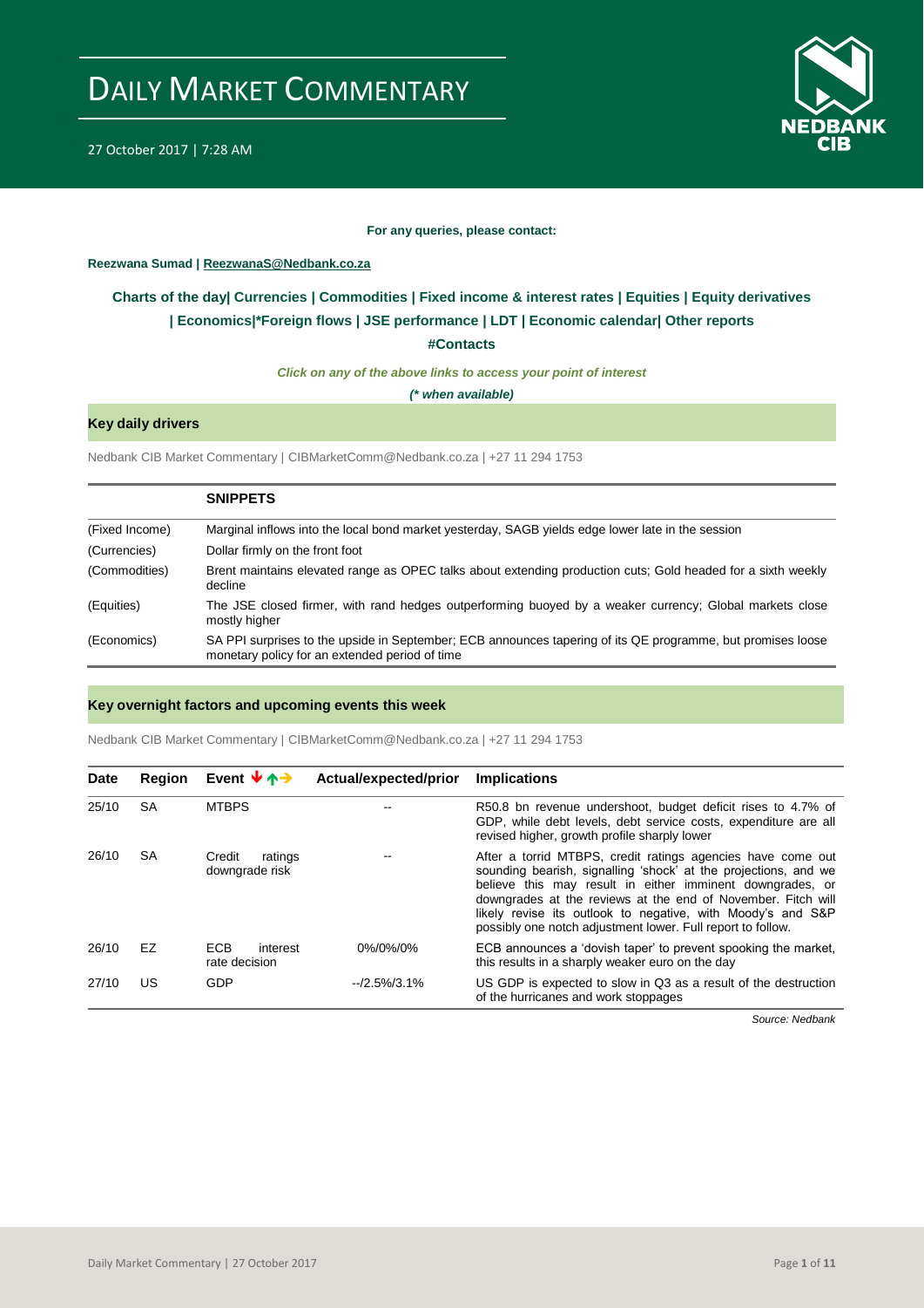# DAILY MARKET COMMENTARY

27 October 2017 | 7:28 AM

**For any queries, please contact:**

**Reezwana Sumad | ReezwanaS@Nedbank.co.za**

**Charts of the day| Currencies | Commodities | Fixed income & interest rates | Equities | Equity derivatives | Economics|*Foreign flows | JSE performance | LDT | Economic calendar| Other reports**

**#Contacts**

***Click on any of the above links to access your point of interest***

***(\* when available)***

## Key daily drivers

Nedbank CIB Market Commentary | CIBMarketComm@Nedbank.co.za | +27 11 294 1753

| | **SNIPPETS** |
|---|---|
| (Fixed Income) | Marginal inflows into the local bond market yesterday, SAGB yields edge lower late in the session |
| (Currencies) | Dollar firmly on the front foot |
| (Commodities) | Brent maintains elevated range as OPEC talks about extending production cuts; Gold headed for a sixth weekly decline |
| (Equities) | The JSE closed firmer, with rand hedges outperforming buoyed by a weaker currency; Global markets close mostly higher |
| (Economics) | SA PPI surprises to the upside in September; ECB announces tapering of its QE programme, but promises loose monetary policy for an extended period of time |

## Key overnight factors and upcoming events this week

Nedbank CIB Market Commentary | CIBMarketComm@Nedbank.co.za | +27 11 294 1753

| Date | Region | Event ↓↑→ | Actual/expected/prior | Implications |
|---|---|---|---|---|
| 25/10 | SA | MTBPS | -- | R50.8 bn revenue undershoot, budget deficit rises to 4.7% of GDP, while debt levels, debt service costs, expenditure are all revised higher, growth profile sharply lower |
| 26/10 | SA | Credit ratings downgrade risk | -- | After a torrid MTBPS, credit ratings agencies have come out sounding bearish, signalling 'shock' at the projections, and we believe this may result in either imminent downgrades, or downgrades at the reviews at the end of November. Fitch will likely revise its outlook to negative, with Moody's and S&P possibly one notch adjustment lower. Full report to follow. |
| 26/10 | EZ | ECB interest rate decision | 0%/0%/0% | ECB announces a 'dovish taper' to prevent spooking the market, this results in a sharply weaker euro on the day |
| 27/10 | US | GDP | --/2.5%/3.1% | US GDP is expected to slow in Q3 as a result of the destruction of the hurricanes and work stoppages |

*Source: Nedbank*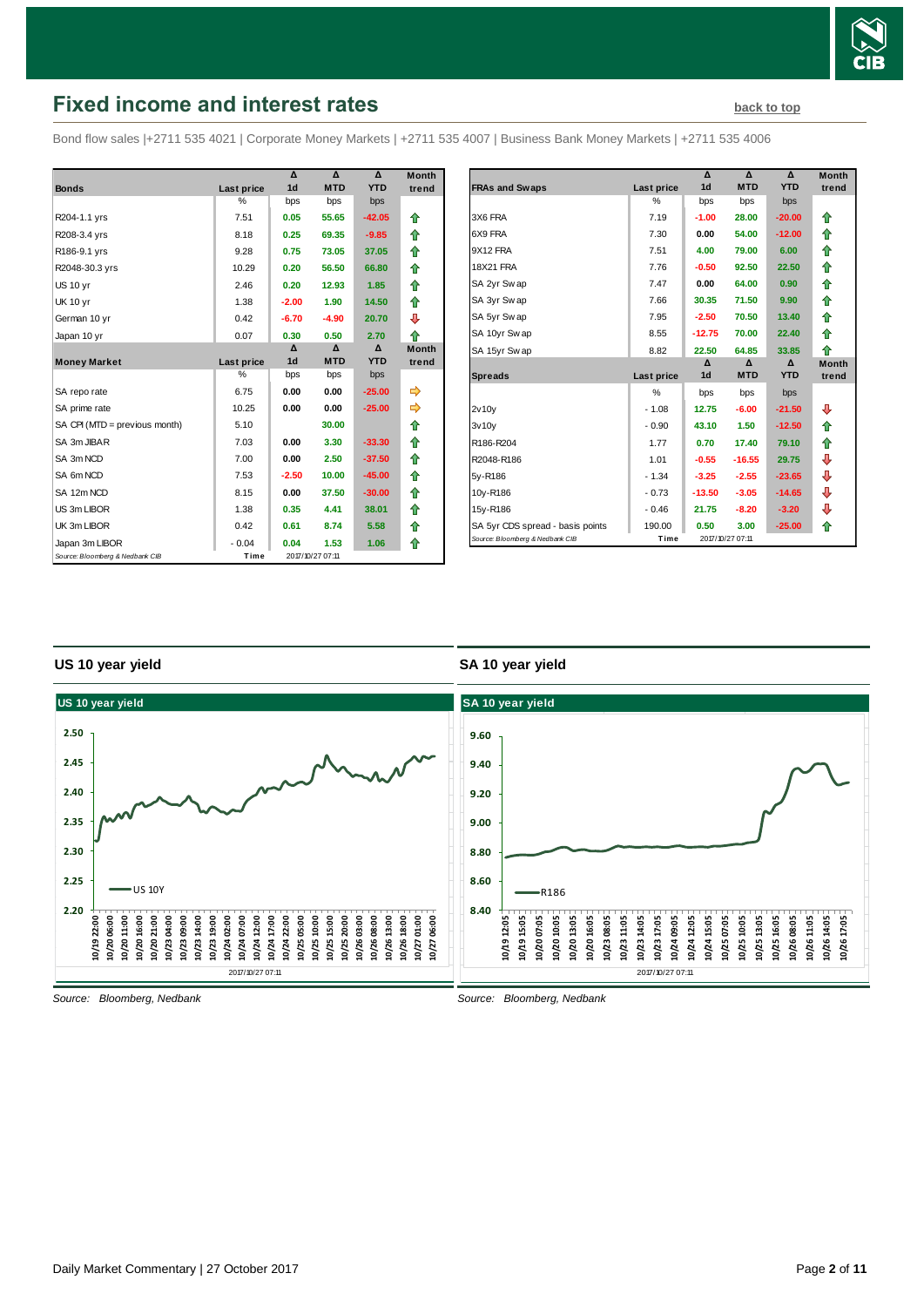## Fixed income and interest rates

back to top

Bond flow sales |+2711 535 4021 | Corporate Money Markets | +2711 535 4007 | Business Bank Money Markets | +2711 535 4006

| Bonds | Last price | Δ 1d | Δ MTD | Δ YTD | Month trend |
|---|---|---|---|---|---|
| | % | bps | bps | bps | |
| R204-1.1 yrs | 7.51 | 0.05 | 55.65 | -42.05 | ⇧ |
| R208-3.4 yrs | 8.18 | 0.25 | 69.35 | -9.85 | ⇧ |
| R186-9.1 yrs | 9.28 | 0.75 | 73.05 | 37.05 | ⇧ |
| R2048-30.3 yrs | 10.29 | 0.20 | 56.50 | 66.80 | ⇧ |
| US 10 yr | 2.46 | 0.20 | 12.93 | 1.85 | ⇧ |
| UK 10 yr | 1.38 | -2.00 | 1.90 | 14.50 | ⇧ |
| German 10 yr | 0.42 | -6.70 | -4.90 | 20.70 | ⇩ |
| Japan 10 yr | 0.07 | 0.30 | 0.50 | 2.70 | ⇧ |
| **Money Market** | **Last price** | **Δ 1d** | **Δ MTD** | **Δ YTD** | **Month trend** |
| | % | bps | bps | bps | |
| SA repo rate | 6.75 | 0.00 | 0.00 | -25.00 | ⇨ |
| SA prime rate | 10.25 | 0.00 | 0.00 | -25.00 | ⇨ |
| SA CPI (MTD = previous month) | 5.10 | | 30.00 | | ⇧ |
| SA 3m JIBAR | 7.03 | 0.00 | 3.30 | -33.30 | ⇧ |
| SA 3m NCD | 7.00 | 0.00 | 2.50 | -37.50 | ⇧ |
| SA 6m NCD | 7.53 | -2.50 | 10.00 | -45.00 | ⇧ |
| SA 12m NCD | 8.15 | 0.00 | 37.50 | -30.00 | ⇧ |
| US 3m LIBOR | 1.38 | 0.35 | 4.41 | 38.01 | ⇧ |
| UK 3m LIBOR | 0.42 | 0.61 | 8.74 | 5.58 | ⇧ |
| Japan 3m LIBOR | -0.04 | 0.04 | 1.53 | 1.06 | ⇧ |

Source: Bloomberg & Nedbank CIB — Time: 2017/10/27 07:11

| FRAs and Swaps | Last price | Δ 1d | Δ MTD | Δ YTD | Month trend |
|---|---|---|---|---|---|
| | % | bps | bps | bps | |
| 3X6 FRA | 7.19 | -1.00 | 28.00 | -20.00 | ⇧ |
| 6X9 FRA | 7.30 | 0.00 | 54.00 | -12.00 | ⇧ |
| 9X12 FRA | 7.51 | 4.00 | 79.00 | 6.00 | ⇧ |
| 18X21 FRA | 7.76 | -0.50 | 92.50 | 22.50 | ⇧ |
| SA 2yr Swap | 7.47 | 0.00 | 64.00 | 0.90 | ⇧ |
| SA 3yr Swap | 7.66 | 30.35 | 71.50 | 9.90 | ⇧ |
| SA 5yr Swap | 7.95 | -2.50 | 70.50 | 13.40 | ⇧ |
| SA 10yr Swap | 8.55 | -12.75 | 70.00 | 22.40 | ⇧ |
| SA 15yr Swap | 8.82 | 22.50 | 64.85 | 33.85 | ⇧ |
| **Spreads** | **Last price** | **Δ 1d** | **Δ MTD** | **Δ YTD** | **Month trend** |
| | % | bps | bps | bps | |
| 2v10y | -1.08 | 12.75 | -6.00 | -21.50 | ⇩ |
| 3v10y | -0.90 | 43.10 | 1.50 | -12.50 | ⇧ |
| R186-R204 | 1.77 | 0.70 | 17.40 | 79.10 | ⇧ |
| R2048-R186 | 1.01 | -0.55 | -16.55 | 29.75 | ⇩ |
| 5y-R186 | -1.34 | -3.25 | -2.55 | -23.65 | ⇩ |
| 10y-R186 | -0.73 | -13.50 | -3.05 | -14.65 | ⇩ |
| 15y-R186 | -0.46 | 21.75 | -8.20 | -3.20 | ⇩ |
| SA 5yr CDS spread - basis points | 190.00 | 0.50 | 3.00 | -25.00 | ⇧ |

Source: Bloomberg & Nedbank CIB — Time: 2017/10/27 07:11

### US 10 year yield

Source: Bloomberg, Nedbank

### SA 10 year yield

Source: Bloomberg, Nedbank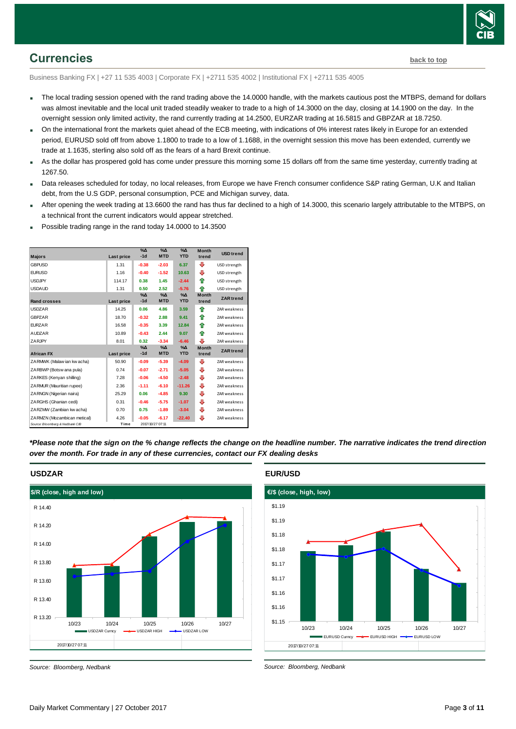## Currencies

back to top

Business Banking FX | +27 11 535 4003 | Corporate FX | +2711 535 4002 | Institutional FX | +2711 535 4005

- The local trading session opened with the rand trading above the 14.0000 handle, with the markets cautious post the MTBPS, demand for dollars was almost inevitable and the local unit traded steadily weaker to trade to a high of 14.3000 on the day, closing at 14.1900 on the day. In the overnight session only limited activity, the rand currently trading at 14.2500, EURZAR trading at 16.5815 and GBPZAR at 18.7250.
- On the international front the markets quiet ahead of the ECB meeting, with indications of 0% interest rates likely in Europe for an extended period, EURUSD sold off from above 1.1800 to trade to a low of 1.1688, in the overnight session this move has been extended, currently we trade at 1.1635, sterling also sold off as the fears of a hard Brexit continue.
- As the dollar has prospered gold has come under pressure this morning some 15 dollars off from the same time yesterday, currently trading at 1267.50.
- Data releases scheduled for today, no local releases, from Europe we have French consumer confidence S&P rating German, U.K and Italian debt, from the U.S GDP, personal consumption, PCE and Michigan survey, data.
- After opening the week trading at 13.6600 the rand has thus far declined to a high of 14.3000, this scenario largely attributable to the MTBPS, on a technical front the current indicators would appear stretched.
- Possible trading range in the rand today 14.0000 to 14.3500

| Majors | Last price | %Δ -1d | %Δ MTD | %Δ YTD | Month trend | USD trend |
|---|---|---|---|---|---|---|
| GBPUSD | 1.31 | -0.38 | -2.03 | 6.37 | ⇩ | USD strength |
| EURUSD | 1.16 | -0.40 | -1.52 | 10.63 | ⇩ | USD strength |
| USDJPY | 114.17 | 0.38 | 1.45 | -2.44 | ⇧ | USD strength |
| USDAUD | 1.31 | 0.50 | 2.52 | -5.76 | ⇧ | USD strength |
| **Rand crosses** | **Last price** | **%Δ -1d** | **%Δ MTD** | **%Δ YTD** | **Month trend** | **ZAR trend** |
| USDZAR | 14.25 | 0.06 | 4.86 | 3.59 | ⇧ | ZAR weakness |
| GBPZAR | 18.70 | -0.32 | 2.88 | 9.41 | ⇧ | ZAR weakness |
| EURZAR | 16.58 | -0.35 | 3.39 | 12.84 | ⇧ | ZAR weakness |
| AUDZAR | 10.89 | -0.43 | 2.44 | 9.07 | ⇧ | ZAR weakness |
| ZARJPY | 8.01 | 0.32 | -3.34 | -6.46 | ⇩ | ZAR weakness |
| **African FX** | **Last price** | **%Δ -1d** | **%Δ MTD** | **%Δ YTD** | **Month trend** | **ZAR trend** |
| ZARMWK (Malawian kwacha) | 50.90 | -0.09 | -5.39 | -4.09 | ⇩ | ZAR weakness |
| ZARBWP (Botswana pula) | 0.74 | -0.07 | -2.71 | -5.05 | ⇩ | ZAR weakness |
| ZARKES (Kenyan shilling) | 7.28 | -0.06 | -4.50 | -2.48 | ⇩ | ZAR weakness |
| ZARMUR (Mauritian rupee) | 2.36 | -1.11 | -6.10 | -11.26 | ⇩ | ZAR weakness |
| ZARNGN (Nigerian naira) | 25.29 | 0.06 | -4.85 | 9.30 | ⇩ | ZAR weakness |
| ZARGHS (Ghanian cedi) | 0.31 | -0.46 | -5.75 | -1.07 | ⇩ | ZAR weakness |
| ZARZMW (Zambian kwacha) | 0.70 | 0.75 | -1.89 | -3.04 | ⇩ | ZAR weakness |
| ZARMZN (Mozambican metical) | 4.26 | -0.05 | -6.17 | -22.40 | ⇩ | ZAR weakness |
| Source: Bloomberg & Nedbank CIB | Time | 2017/10/27 07:11 | | | | |

***Please note that the sign on the % change reflects the change on the headline number. The narrative indicates the trend direction over the month. For trade in any of these currencies, contact our FX dealing desks**

### USDZAR

$/R (close, high and low)

Source: Bloomberg, Nedbank

### EUR/USD

€/$ (close, high, low)

Source: Bloomberg, Nedbank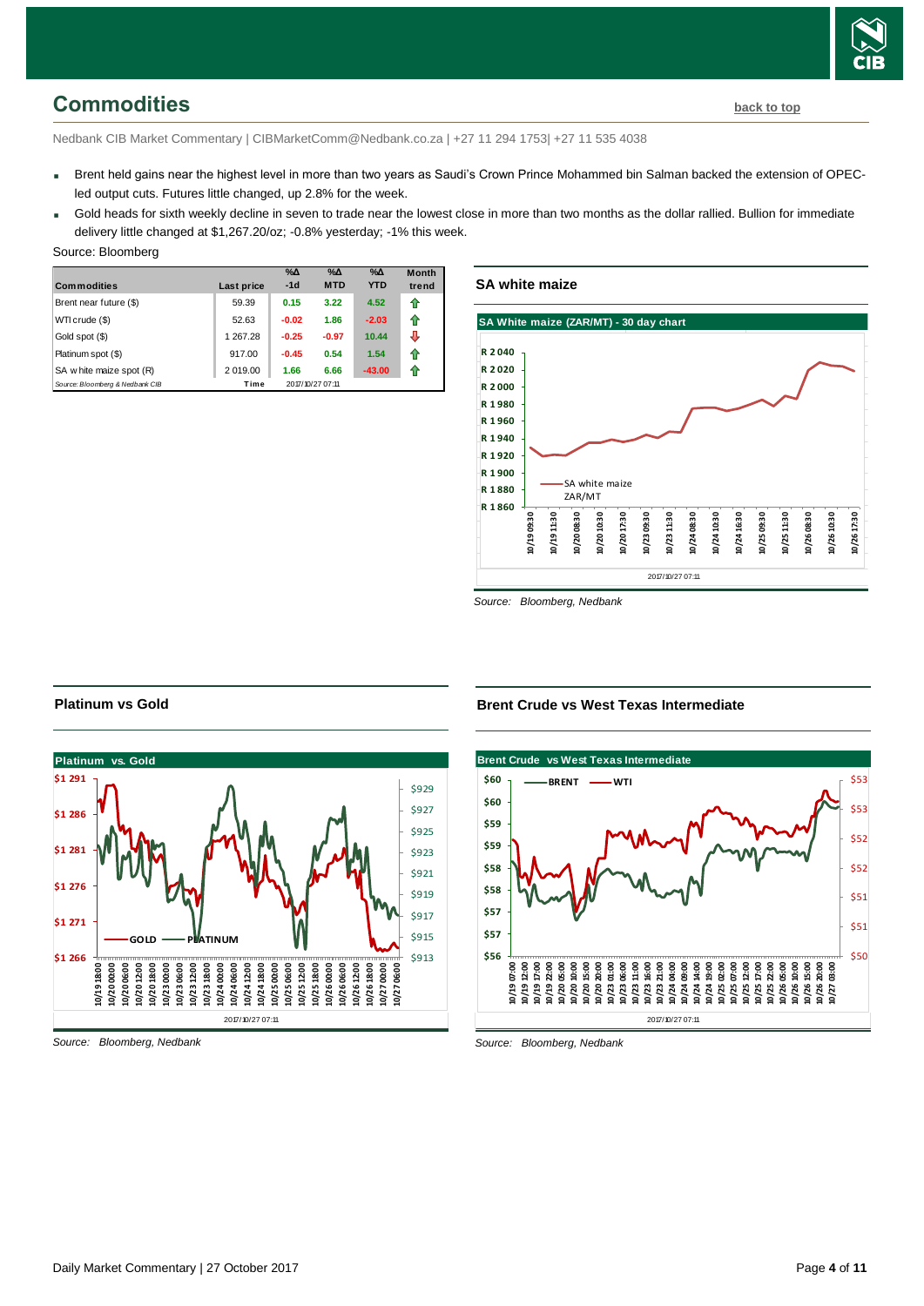## Commodities

back to top

Nedbank CIB Market Commentary | CIBMarketComm@Nedbank.co.za | +27 11 294 1753| +27 11 535 4038

- Brent held gains near the highest level in more than two years as Saudi's Crown Prince Mohammed bin Salman backed the extension of OPEC-led output cuts. Futures little changed, up 2.8% for the week.
- Gold heads for sixth weekly decline in seven to trade near the lowest close in more than two months as the dollar rallied. Bullion for immediate delivery little changed at $1,267.20/oz; -0.8% yesterday; -1% this week.

Source: Bloomberg

| Commodities | Last price | %Δ -1d | %Δ MTD | %Δ YTD | Month trend |
|---|---|---|---|---|---|
| Brent near future ($) | 59.39 | 0.15 | 3.22 | 4.52 | ⇧ |
| WTI crude ($) | 52.63 | -0.02 | 1.86 | -2.03 | ⇧ |
| Gold spot ($) | 1 267.28 | -0.25 | -0.97 | 10.44 | ⇩ |
| Platinum spot ($) | 917.00 | -0.45 | 0.54 | 1.54 | ⇧ |
| SA white maize spot (R) | 2 019.00 | 1.66 | 6.66 | -43.00 | ⇧ |
| Source: Bloomberg & Nedbank CIB | Time | | 2017/10/27 07:11 | | |

### SA white maize

*Source: Bloomberg, Nedbank*

### Platinum vs Gold

*Source: Bloomberg, Nedbank*

### Brent Crude vs West Texas Intermediate

*Source: Bloomberg, Nedbank*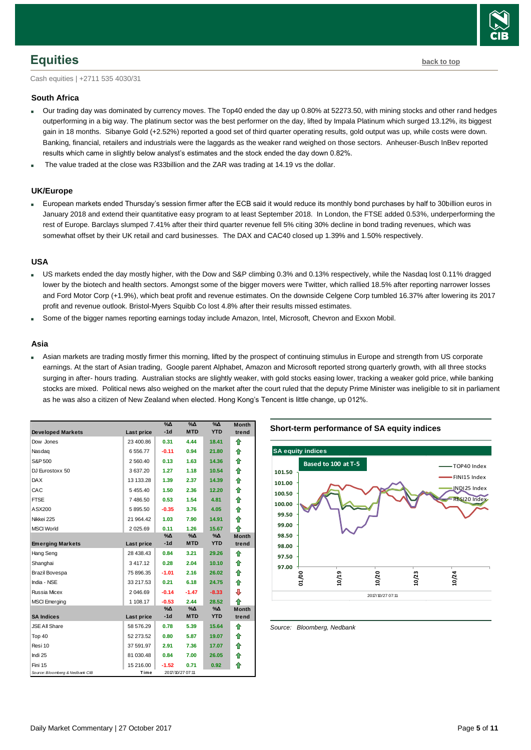## Equities

back to top

Cash equities | +2711 535 4030/31

### South Africa

- Our trading day was dominated by currency moves. The Top40 ended the day up 0.80% at 52273.50, with mining stocks and other rand hedges outperforming in a big way. The platinum sector was the best performer on the day, lifted by Impala Platinum which surged 13.12%, its biggest gain in 18 months. Sibanye Gold (+2.52%) reported a good set of third quarter operating results, gold output was up, while costs were down. Banking, financial, retailers and industrials were the laggards as the weaker rand weighed on those sectors. Anheuser-Busch InBev reported results which came in slightly below analyst's estimates and the stock ended the day down 0.82%.
- The value traded at the close was R33billion and the ZAR was trading at 14.19 vs the dollar.

### UK/Europe

- European markets ended Thursday's session firmer after the ECB said it would reduce its monthly bond purchases by half to 30billion euros in January 2018 and extend their quantitative easy program to at least September 2018. In London, the FTSE added 0.53%, underperforming the rest of Europe. Barclays slumped 7.41% after their third quarter revenue fell 5% citing 30% decline in bond trading revenues, which was somewhat offset by their UK retail and card businesses. The DAX and CAC40 closed up 1.39% and 1.50% respectively.

### USA

- US markets ended the day mostly higher, with the Dow and S&P climbing 0.3% and 0.13% respectively, while the Nasdaq lost 0.11% dragged lower by the biotech and health sectors. Amongst some of the bigger movers were Twitter, which rallied 18.5% after reporting narrower losses and Ford Motor Corp (+1.9%), which beat profit and revenue estimates. On the downside Celgene Corp tumbled 16.37% after lowering its 2017 profit and revenue outlook. Bristol-Myers Squibb Co lost 4.8% after their results missed estimates.
- Some of the bigger names reporting earnings today include Amazon, Intel, Microsoft, Chevron and Exxon Mobil.

### Asia

- Asian markets are trading mostly firmer this morning, lifted by the prospect of continuing stimulus in Europe and strength from US corporate earnings. At the start of Asian trading, Google parent Alphabet, Amazon and Microsoft reported strong quarterly growth, with all three stocks surging in after- hours trading. Australian stocks are slightly weaker, with gold stocks easing lower, tracking a weaker gold price, while banking stocks are mixed. Political news also weighed on the market after the court ruled that the deputy Prime Minister was ineligible to sit in parliament as he was also a citizen of New Zealand when elected. Hong Kong's Tencent is little change, up 012%.

| Developed Markets | Last price | %Δ -1d | %Δ MTD | %Δ YTD | Month trend |
|---|---|---|---|---|---|
| Dow Jones | 23 400.86 | 0.31 | 4.44 | 18.41 | ⇧ |
| Nasdaq | 6 556.77 | -0.11 | 0.94 | 21.80 | ⇧ |
| S&P 500 | 2 560.40 | 0.13 | 1.63 | 14.36 | ⇧ |
| DJ Eurostoxx 50 | 3 637.20 | 1.27 | 1.18 | 10.54 | ⇧ |
| DAX | 13 133.28 | 1.39 | 2.37 | 14.39 | ⇧ |
| CAC | 5 455.40 | 1.50 | 2.36 | 12.20 | ⇧ |
| FTSE | 7 486.50 | 0.53 | 1.54 | 4.81 | ⇧ |
| ASX200 | 5 895.50 | -0.35 | 3.76 | 4.05 | ⇧ |
| Nikkei 225 | 21 964.42 | 1.03 | 7.90 | 14.91 | ⇧ |
| MSCI World | 2 025.69 | 0.11 | 1.26 | 15.67 | ⇧ |
| **Emerging Markets** | **Last price** | **%Δ -1d** | **%Δ MTD** | **%Δ YTD** | **Month trend** |
| Hang Seng | 28 438.43 | 0.84 | 3.21 | 29.26 | ⇧ |
| Shanghai | 3 417.12 | 0.28 | 2.04 | 10.10 | ⇧ |
| Brazil Bovespa | 75 896.35 | -1.01 | 2.16 | 26.02 | ⇧ |
| India - NSE | 33 217.53 | 0.21 | 6.18 | 24.75 | ⇧ |
| Russia Micex | 2 046.69 | -0.14 | -1.47 | -8.33 | ⇩ |
| MSCI Emerging | 1 108.17 | -0.53 | 2.44 | 28.52 | ⇧ |
| **SA Indices** | **Last price** | **%Δ -1d** | **%Δ MTD** | **%Δ YTD** | **Month trend** |
| JSE All Share | 58 576.29 | 0.78 | 5.39 | 15.64 | ⇧ |
| Top 40 | 52 273.52 | 0.80 | 5.87 | 19.07 | ⇧ |
| Resi 10 | 37 591.97 | 2.91 | 7.36 | 17.07 | ⇧ |
| Indi 25 | 81 030.48 | 0.84 | 7.00 | 26.05 | ⇧ |
| Fini 15 | 15 216.00 | -1.52 | 0.71 | 0.92 | ⇧ |

Source: Bloomberg & Nedbank CIB | Time 2017/10/27 07:11

**Short-term performance of SA equity indices**

Source: Bloomberg, Nedbank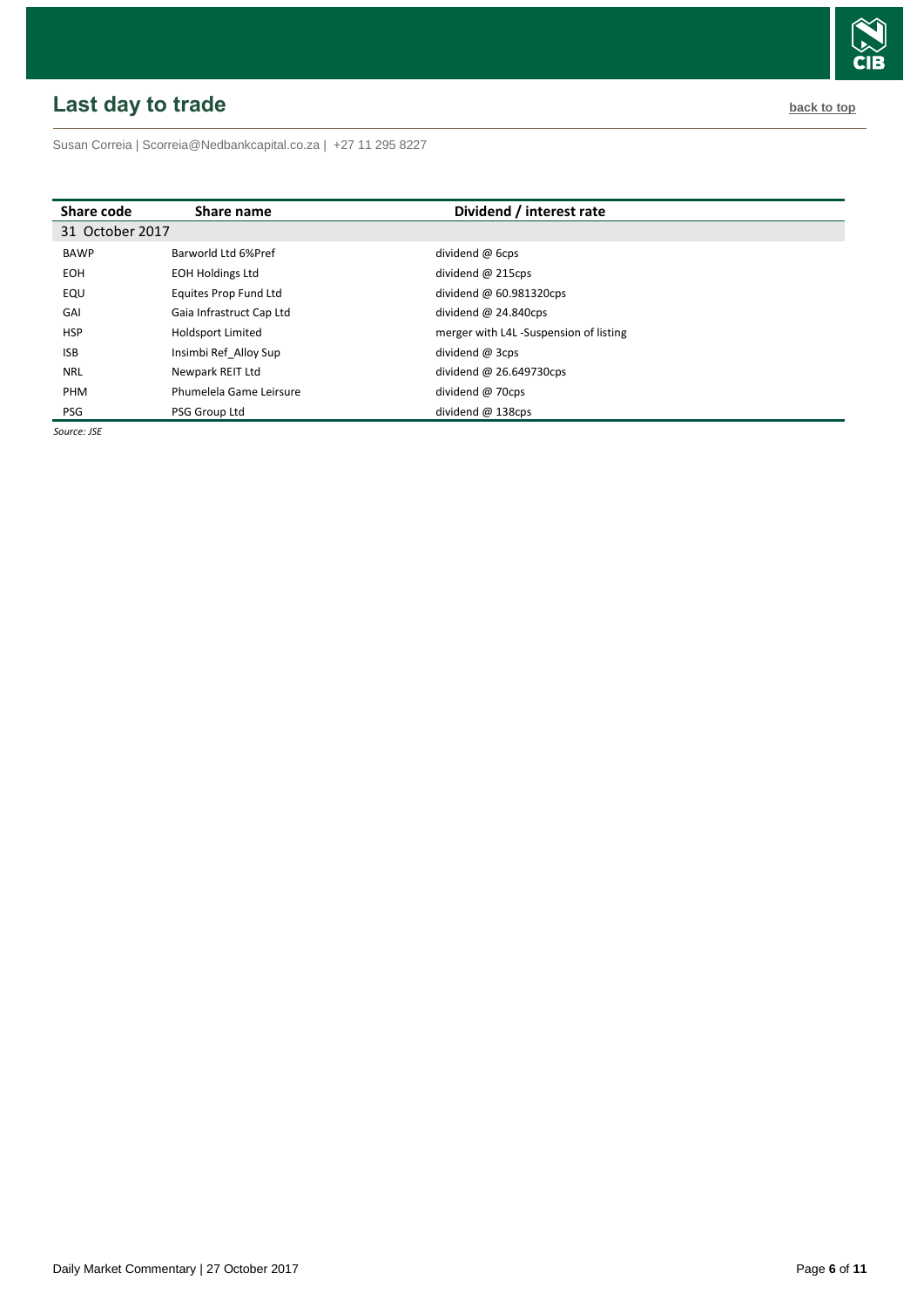## Last day to trade

back to top

Susan Correia | Scorreia@Nedbankcapital.co.za | +27 11 295 8227

| Share code | Share name | Dividend / interest rate |
|---|---|---|
| 31 October 2017 | | |
| BAWP | Barworld Ltd 6%Pref | dividend @ 6cps |
| EOH | EOH Holdings Ltd | dividend @ 215cps |
| EQU | Equites Prop Fund Ltd | dividend @ 60.981320cps |
| GAI | Gaia Infrastruct Cap Ltd | dividend @ 24.840cps |
| HSP | Holdsport Limited | merger with L4L -Suspension of listing |
| ISB | Insimbi Ref_Alloy Sup | dividend @ 3cps |
| NRL | Newpark REIT Ltd | dividend @ 26.649730cps |
| PHM | Phumelela Game Leirsure | dividend @ 70cps |
| PSG | PSG Group Ltd | dividend @ 138cps |

*Source: JSE*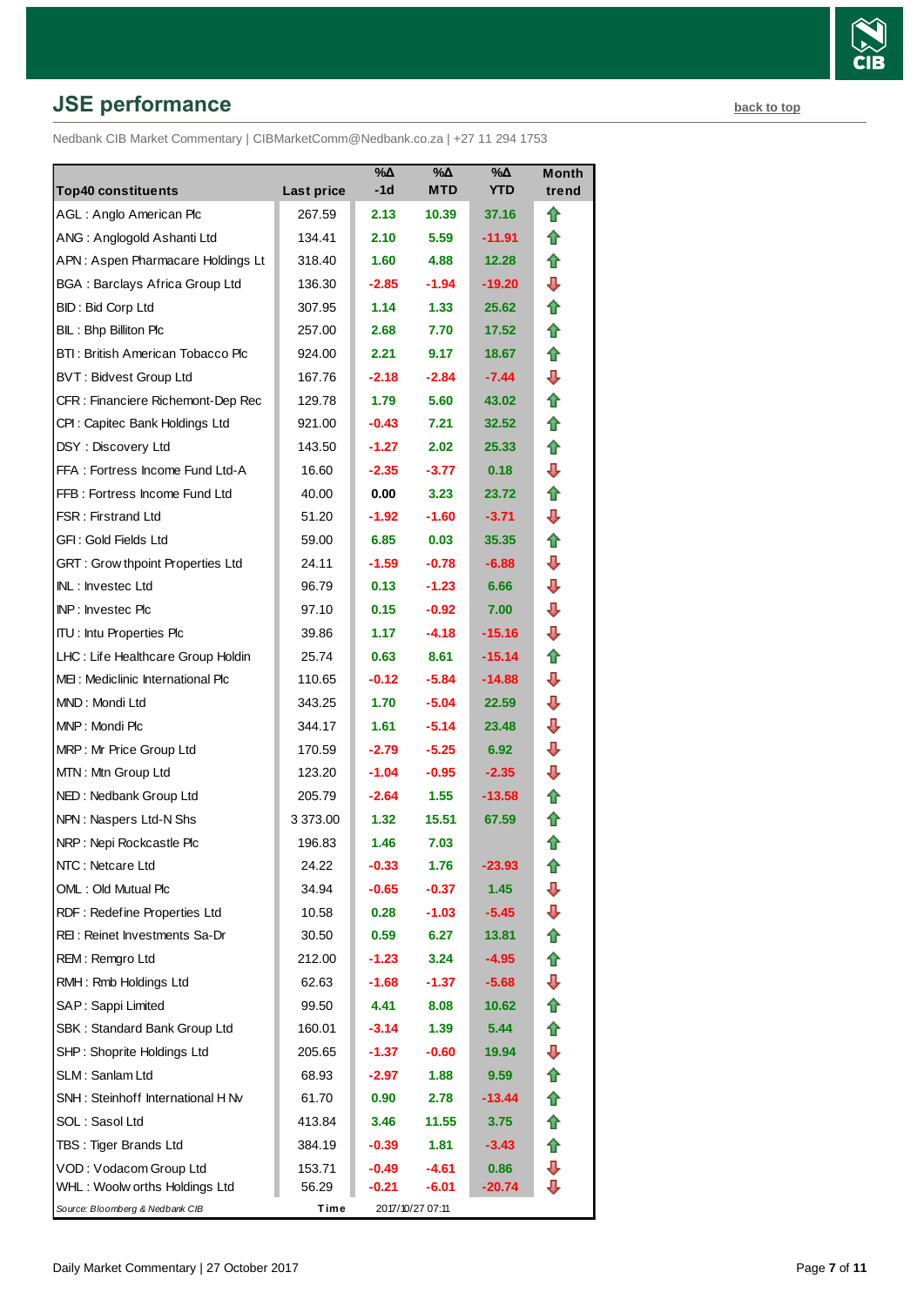## JSE performance

back to top

Nedbank CIB Market Commentary | CIBMarketComm@Nedbank.co.za | +27 11 294 1753

| Top40 constituents | Last price | %Δ -1d | %Δ MTD | %Δ YTD | Month trend |
|---|---|---|---|---|---|
| AGL : Anglo American Plc | 267.59 | 2.13 | 10.39 | 37.16 | ⇧ |
| ANG : Anglogold Ashanti Ltd | 134.41 | 2.10 | 5.59 | -11.91 | ⇧ |
| APN : Aspen Pharmacare Holdings Lt | 318.40 | 1.60 | 4.88 | 12.28 | ⇧ |
| BGA : Barclays Africa Group Ltd | 136.30 | -2.85 | -1.94 | -19.20 | ⇩ |
| BID : Bid Corp Ltd | 307.95 | 1.14 | 1.33 | 25.62 | ⇧ |
| BIL : Bhp Billiton Plc | 257.00 | 2.68 | 7.70 | 17.52 | ⇧ |
| BTI : British American Tobacco Plc | 924.00 | 2.21 | 9.17 | 18.67 | ⇧ |
| BVT : Bidvest Group Ltd | 167.76 | -2.18 | -2.84 | -7.44 | ⇩ |
| CFR : Financiere Richemont-Dep Rec | 129.78 | 1.79 | 5.60 | 43.02 | ⇧ |
| CPI : Capitec Bank Holdings Ltd | 921.00 | -0.43 | 7.21 | 32.52 | ⇧ |
| DSY : Discovery Ltd | 143.50 | -1.27 | 2.02 | 25.33 | ⇧ |
| FFA : Fortress Income Fund Ltd-A | 16.60 | -2.35 | -3.77 | 0.18 | ⇩ |
| FFB : Fortress Income Fund Ltd | 40.00 | 0.00 | 3.23 | 23.72 | ⇧ |
| FSR : Firstrand Ltd | 51.20 | -1.92 | -1.60 | -3.71 | ⇩ |
| GFI : Gold Fields Ltd | 59.00 | 6.85 | 0.03 | 35.35 | ⇧ |
| GRT : Growthpoint Properties Ltd | 24.11 | -1.59 | -0.78 | -6.88 | ⇩ |
| INL : Investec Ltd | 96.79 | 0.13 | -1.23 | 6.66 | ⇩ |
| INP : Investec Plc | 97.10 | 0.15 | -0.92 | 7.00 | ⇩ |
| ITU : Intu Properties Plc | 39.86 | 1.17 | -4.18 | -15.16 | ⇩ |
| LHC : Life Healthcare Group Holdin | 25.74 | 0.63 | 8.61 | -15.14 | ⇧ |
| MEI : Mediclinic International Plc | 110.65 | -0.12 | -5.84 | -14.88 | ⇩ |
| MND : Mondi Ltd | 343.25 | 1.70 | -5.04 | 22.59 | ⇩ |
| MNP : Mondi Plc | 344.17 | 1.61 | -5.14 | 23.48 | ⇩ |
| MRP : Mr Price Group Ltd | 170.59 | -2.79 | -5.25 | 6.92 | ⇩ |
| MTN : Mtn Group Ltd | 123.20 | -1.04 | -0.95 | -2.35 | ⇩ |
| NED : Nedbank Group Ltd | 205.79 | -2.64 | 1.55 | -13.58 | ⇧ |
| NPN : Naspers Ltd-N Shs | 3 373.00 | 1.32 | 15.51 | 67.59 | ⇧ |
| NRP : Nepi Rockcastle Plc | 196.83 | 1.46 | 7.03 | | ⇧ |
| NTC : Netcare Ltd | 24.22 | -0.33 | 1.76 | -23.93 | ⇧ |
| OML : Old Mutual Plc | 34.94 | -0.65 | -0.37 | 1.45 | ⇩ |
| RDF : Redefine Properties Ltd | 10.58 | 0.28 | -1.03 | -5.45 | ⇩ |
| REI : Reinet Investments Sa-Dr | 30.50 | 0.59 | 6.27 | 13.81 | ⇧ |
| REM : Remgro Ltd | 212.00 | -1.23 | 3.24 | -4.95 | ⇧ |
| RMH : Rmb Holdings Ltd | 62.63 | -1.68 | -1.37 | -5.68 | ⇩ |
| SAP : Sappi Limited | 99.50 | 4.41 | 8.08 | 10.62 | ⇧ |
| SBK : Standard Bank Group Ltd | 160.01 | -3.14 | 1.39 | 5.44 | ⇧ |
| SHP : Shoprite Holdings Ltd | 205.65 | -1.37 | -0.60 | 19.94 | ⇩ |
| SLM : Sanlam Ltd | 68.93 | -2.97 | 1.88 | 9.59 | ⇧ |
| SNH : Steinhoff International H Nv | 61.70 | 0.90 | 2.78 | -13.44 | ⇧ |
| SOL : Sasol Ltd | 413.84 | 3.46 | 11.55 | 3.75 | ⇧ |
| TBS : Tiger Brands Ltd | 384.19 | -0.39 | 1.81 | -3.43 | ⇧ |
| VOD : Vodacom Group Ltd | 153.71 | -0.49 | -4.61 | 0.86 | ⇩ |
| WHL : Woolworths Holdings Ltd | 56.29 | -0.21 | -6.01 | -20.74 | ⇩ |

*Source: Bloomberg & Nedbank CIB* — Time: 2017/10/27 07:11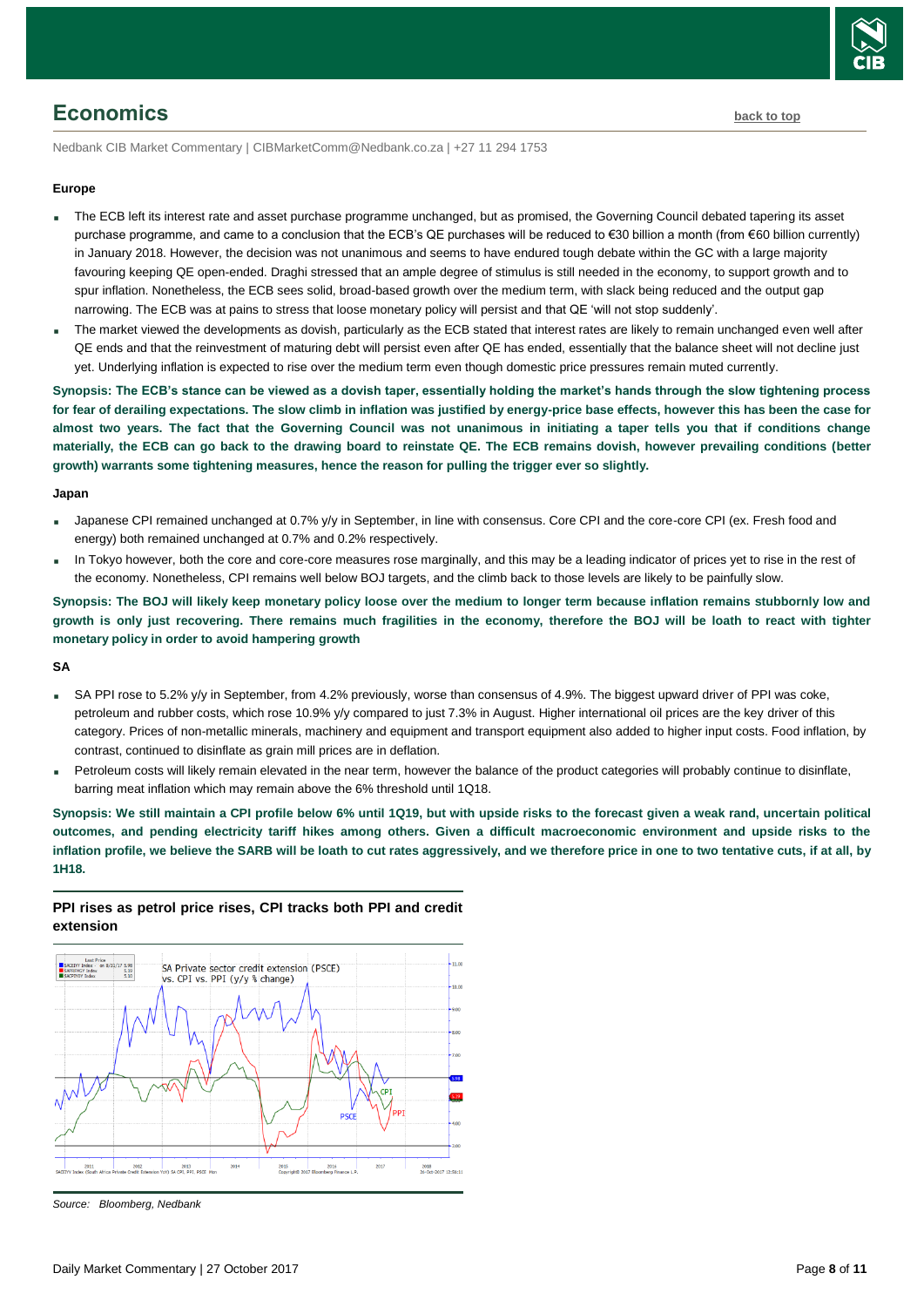# Economics

Nedbank CIB Market Commentary | CIBMarketComm@Nedbank.co.za | +27 11 294 1753

**Europe**

- The ECB left its interest rate and asset purchase programme unchanged, but as promised, the Governing Council debated tapering its asset purchase programme, and came to a conclusion that the ECB's QE purchases will be reduced to €30 billion a month (from €60 billion currently) in January 2018. However, the decision was not unanimous and seems to have endured tough debate within the GC with a large majority favouring keeping QE open-ended. Draghi stressed that an ample degree of stimulus is still needed in the economy, to support growth and to spur inflation. Nonetheless, the ECB sees solid, broad-based growth over the medium term, with slack being reduced and the output gap narrowing. The ECB was at pains to stress that loose monetary policy will persist and that QE 'will not stop suddenly'.
- The market viewed the developments as dovish, particularly as the ECB stated that interest rates are likely to remain unchanged even well after QE ends and that the reinvestment of maturing debt will persist even after QE has ended, essentially that the balance sheet will not decline just yet. Underlying inflation is expected to rise over the medium term even though domestic price pressures remain muted currently.

**Synopsis: The ECB's stance can be viewed as a dovish taper, essentially holding the market's hands through the slow tightening process for fear of derailing expectations. The slow climb in inflation was justified by energy-price base effects, however this has been the case for almost two years. The fact that the Governing Council was not unanimous in initiating a taper tells you that if conditions change materially, the ECB can go back to the drawing board to reinstate QE. The ECB remains dovish, however prevailing conditions (better growth) warrants some tightening measures, hence the reason for pulling the trigger ever so slightly.**

**Japan**

- Japanese CPI remained unchanged at 0.7% y/y in September, in line with consensus. Core CPI and the core-core CPI (ex. Fresh food and energy) both remained unchanged at 0.7% and 0.2% respectively.
- In Tokyo however, both the core and core-core measures rose marginally, and this may be a leading indicator of prices yet to rise in the rest of the economy. Nonetheless, CPI remains well below BOJ targets, and the climb back to those levels are likely to be painfully slow.

**Synopsis: The BOJ will likely keep monetary policy loose over the medium to longer term because inflation remains stubbornly low and growth is only just recovering. There remains much fragilities in the economy, therefore the BOJ will be loath to react with tighter monetary policy in order to avoid hampering growth**

**SA**

- SA PPI rose to 5.2% y/y in September, from 4.2% previously, worse than consensus of 4.9%. The biggest upward driver of PPI was coke, petroleum and rubber costs, which rose 10.9% y/y compared to just 7.3% in August. Higher international oil prices are the key driver of this category. Prices of non-metallic minerals, machinery and equipment and transport equipment also added to higher input costs. Food inflation, by contrast, continued to disinflate as grain mill prices are in deflation.
- Petroleum costs will likely remain elevated in the near term, however the balance of the product categories will probably continue to disinflate, barring meat inflation which may remain above the 6% threshold until 1Q18.

**Synopsis: We still maintain a CPI profile below 6% until 1Q19, but with upside risks to the forecast given a weak rand, uncertain political outcomes, and pending electricity tariff hikes among others. Given a difficult macroeconomic environment and upside risks to the inflation profile, we believe the SARB will be loath to cut rates aggressively, and we therefore price in one to two tentative cuts, if at all, by 1H18.**

**PPI rises as petrol price rises, CPI tracks both PPI and credit extension**

*Source: Bloomberg, Nedbank*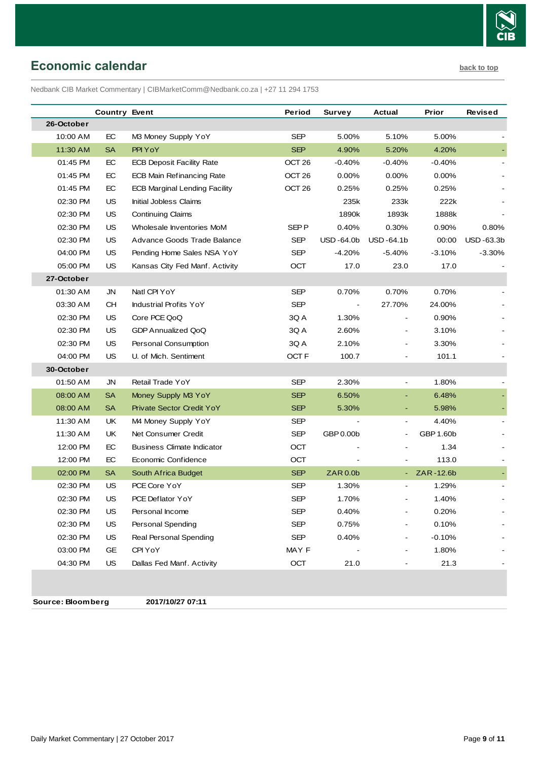## Economic calendar

back to top

Nedbank CIB Market Commentary | CIBMarketComm@Nedbank.co.za | +27 11 294 1753

| | Country | Event | Period | Survey | Actual | Prior | Revised |
|---|---|---|---|---|---|---|---|
| **26-October** | | | | | | | |
| 10:00 AM | EC | M3 Money Supply YoY | SEP | 5.00% | 5.10% | 5.00% | - |
| 11:30 AM | SA | PPI YoY | SEP | 4.90% | 5.20% | 4.20% | - |
| 01:45 PM | EC | ECB Deposit Facility Rate | OCT 26 | -0.40% | -0.40% | -0.40% | - |
| 01:45 PM | EC | ECB Main Refinancing Rate | OCT 26 | 0.00% | 0.00% | 0.00% | - |
| 01:45 PM | EC | ECB Marginal Lending Facility | OCT 26 | 0.25% | 0.25% | 0.25% | - |
| 02:30 PM | US | Initial Jobless Claims | | 235k | 233k | 222k | - |
| 02:30 PM | US | Continuing Claims | | 1890k | 1893k | 1888k | - |
| 02:30 PM | US | Wholesale Inventories MoM | SEP P | 0.40% | 0.30% | 0.90% | 0.80% |
| 02:30 PM | US | Advance Goods Trade Balance | SEP | USD -64.0b | USD -64.1b | 00:00 | USD -63.3b |
| 04:00 PM | US | Pending Home Sales NSA YoY | SEP | -4.20% | -5.40% | -3.10% | -3.30% |
| 05:00 PM | US | Kansas City Fed Manf. Activity | OCT | 17.0 | 23.0 | 17.0 | - |
| **27-October** | | | | | | | |
| 01:30 AM | JN | Natl CPI YoY | SEP | 0.70% | 0.70% | 0.70% | - |
| 03:30 AM | CH | Industrial Profits YoY | SEP | - | 27.70% | 24.00% | - |
| 02:30 PM | US | Core PCE QoQ | 3Q A | 1.30% | - | 0.90% | - |
| 02:30 PM | US | GDP Annualized QoQ | 3Q A | 2.60% | - | 3.10% | - |
| 02:30 PM | US | Personal Consumption | 3Q A | 2.10% | - | 3.30% | - |
| 04:00 PM | US | U. of Mich. Sentiment | OCT F | 100.7 | - | 101.1 | - |
| **30-October** | | | | | | | |
| 01:50 AM | JN | Retail Trade YoY | SEP | 2.30% | - | 1.80% | - |
| 08:00 AM | SA | Money Supply M3 YoY | SEP | 6.50% | - | 6.48% | - |
| 08:00 AM | SA | Private Sector Credit YoY | SEP | 5.30% | - | 5.98% | - |
| 11:30 AM | UK | M4 Money Supply YoY | SEP | - | - | 4.40% | - |
| 11:30 AM | UK | Net Consumer Credit | SEP | GBP 0.00b | - | GBP 1.60b | - |
| 12:00 PM | EC | Business Climate Indicator | OCT | - | - | 1.34 | - |
| 12:00 PM | EC | Economic Confidence | OCT | - | - | 113.0 | - |
| 02:00 PM | SA | South Africa Budget | SEP | ZAR 0.0b | - | ZAR -12.6b | - |
| 02:30 PM | US | PCE Core YoY | SEP | 1.30% | - | 1.29% | - |
| 02:30 PM | US | PCE Deflator YoY | SEP | 1.70% | - | 1.40% | - |
| 02:30 PM | US | Personal Income | SEP | 0.40% | - | 0.20% | - |
| 02:30 PM | US | Personal Spending | SEP | 0.75% | - | 0.10% | - |
| 02:30 PM | US | Real Personal Spending | SEP | 0.40% | - | -0.10% | - |
| 03:00 PM | GE | CPI YoY | MAY F | - | - | 1.80% | - |
| 04:30 PM | US | Dallas Fed Manf. Activity | OCT | 21.0 | - | 21.3 | - |

**Source: Bloomberg** **2017/10/27 07:11**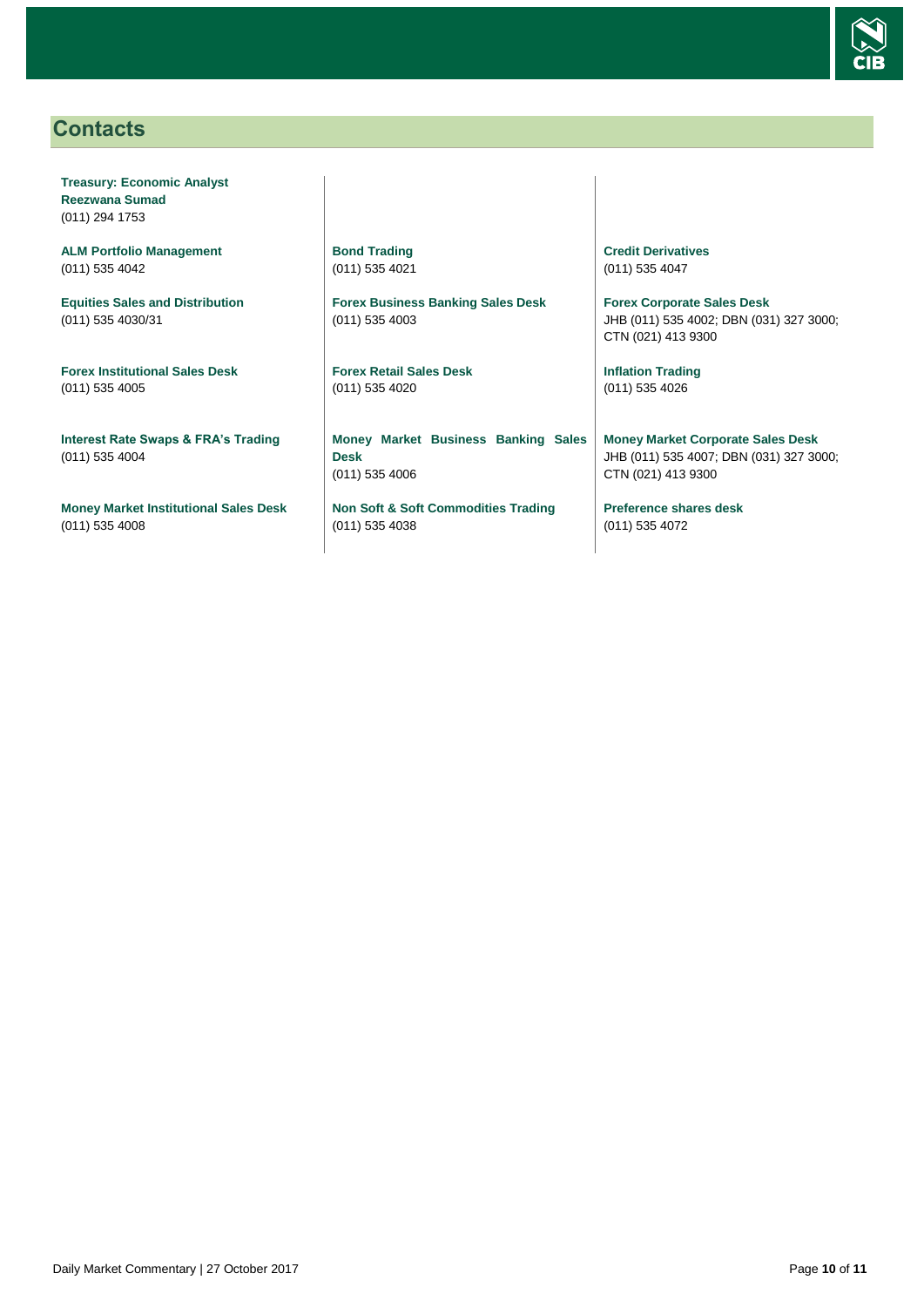## Contacts

**Treasury: Economic Analyst**
**Reezwana Sumad**
(011) 294 1753

**ALM Portfolio Management**
(011) 535 4042

**Equities Sales and Distribution**
(011) 535 4030/31

**Forex Institutional Sales Desk**
(011) 535 4005

**Interest Rate Swaps & FRA's Trading**
(011) 535 4004

**Money Market Institutional Sales Desk**
(011) 535 4008

**Bond Trading**
(011) 535 4021

**Forex Business Banking Sales Desk**
(011) 535 4003

**Forex Retail Sales Desk**
(011) 535 4020

**Money Market Business Banking Sales Desk**
(011) 535 4006

**Non Soft & Soft Commodities Trading**
(011) 535 4038

**Credit Derivatives**
(011) 535 4047

**Forex Corporate Sales Desk**
JHB (011) 535 4002; DBN (031) 327 3000; CTN (021) 413 9300

**Inflation Trading**
(011) 535 4026

**Money Market Corporate Sales Desk**
JHB (011) 535 4007; DBN (031) 327 3000; CTN (021) 413 9300

**Preference shares desk**
(011) 535 4072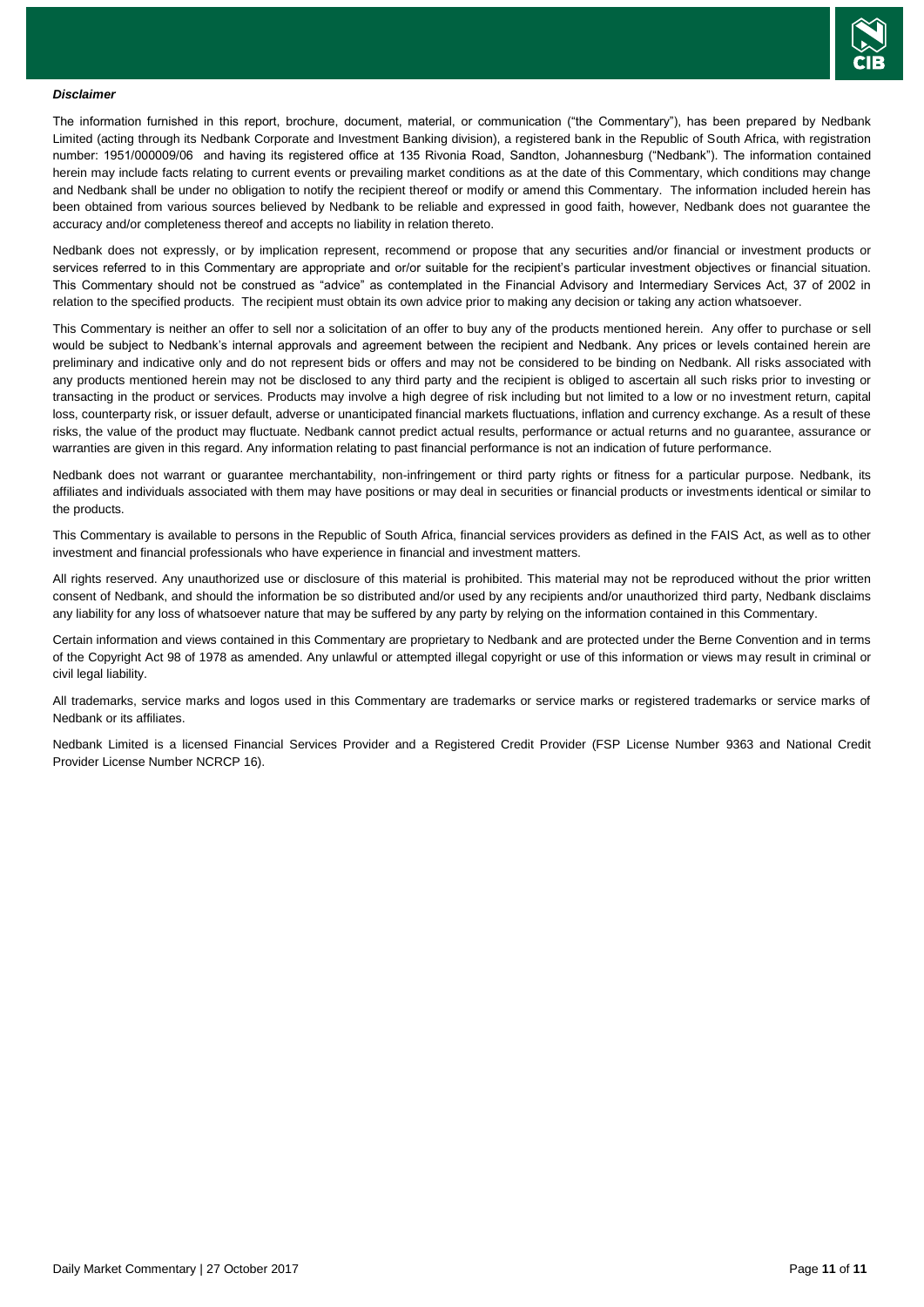***Disclaimer***

The information furnished in this report, brochure, document, material, or communication ("the Commentary"), has been prepared by Nedbank Limited (acting through its Nedbank Corporate and Investment Banking division), a registered bank in the Republic of South Africa, with registration number: 1951/000009/06 and having its registered office at 135 Rivonia Road, Sandton, Johannesburg ("Nedbank"). The information contained herein may include facts relating to current events or prevailing market conditions as at the date of this Commentary, which conditions may change and Nedbank shall be under no obligation to notify the recipient thereof or modify or amend this Commentary. The information included herein has been obtained from various sources believed by Nedbank to be reliable and expressed in good faith, however, Nedbank does not guarantee the accuracy and/or completeness thereof and accepts no liability in relation thereto.

Nedbank does not expressly, or by implication represent, recommend or propose that any securities and/or financial or investment products or services referred to in this Commentary are appropriate and or/or suitable for the recipient's particular investment objectives or financial situation. This Commentary should not be construed as "advice" as contemplated in the Financial Advisory and Intermediary Services Act, 37 of 2002 in relation to the specified products. The recipient must obtain its own advice prior to making any decision or taking any action whatsoever.

This Commentary is neither an offer to sell nor a solicitation of an offer to buy any of the products mentioned herein. Any offer to purchase or sell would be subject to Nedbank's internal approvals and agreement between the recipient and Nedbank. Any prices or levels contained herein are preliminary and indicative only and do not represent bids or offers and may not be considered to be binding on Nedbank. All risks associated with any products mentioned herein may not be disclosed to any third party and the recipient is obliged to ascertain all such risks prior to investing or transacting in the product or services. Products may involve a high degree of risk including but not limited to a low or no investment return, capital loss, counterparty risk, or issuer default, adverse or unanticipated financial markets fluctuations, inflation and currency exchange. As a result of these risks, the value of the product may fluctuate. Nedbank cannot predict actual results, performance or actual returns and no guarantee, assurance or warranties are given in this regard. Any information relating to past financial performance is not an indication of future performance.

Nedbank does not warrant or guarantee merchantability, non-infringement or third party rights or fitness for a particular purpose. Nedbank, its affiliates and individuals associated with them may have positions or may deal in securities or financial products or investments identical or similar to the products.

This Commentary is available to persons in the Republic of South Africa, financial services providers as defined in the FAIS Act, as well as to other investment and financial professionals who have experience in financial and investment matters.

All rights reserved. Any unauthorized use or disclosure of this material is prohibited. This material may not be reproduced without the prior written consent of Nedbank, and should the information be so distributed and/or used by any recipients and/or unauthorized third party, Nedbank disclaims any liability for any loss of whatsoever nature that may be suffered by any party by relying on the information contained in this Commentary.

Certain information and views contained in this Commentary are proprietary to Nedbank and are protected under the Berne Convention and in terms of the Copyright Act 98 of 1978 as amended. Any unlawful or attempted illegal copyright or use of this information or views may result in criminal or civil legal liability.

All trademarks, service marks and logos used in this Commentary are trademarks or service marks or registered trademarks or service marks of Nedbank or its affiliates.

Nedbank Limited is a licensed Financial Services Provider and a Registered Credit Provider (FSP License Number 9363 and National Credit Provider License Number NCRCP 16).